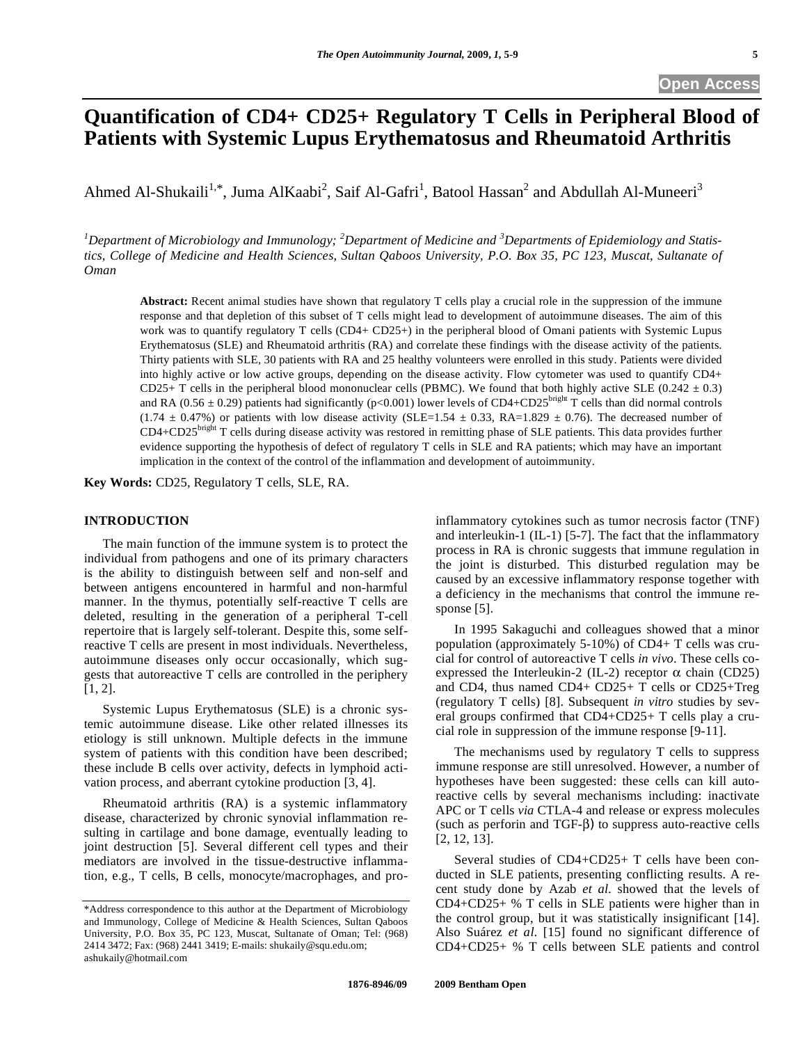# Quantification of CD4+ CD25+ Regulatory T Cells in Peripheral Blood of Patients with Systemic Lupus Erythematosus and Rheumatoid Arthritis

Ahmed Al-Shukaili[1,*], Juma AlKaabi[2], Saif Al-Gafri[1], Batool Hassan[2] and Abdullah Al-Muneeri[3]

*[1]Department of Microbiology and Immunology; [2]Department of Medicine and [3]Departments of Epidemiology and Statistics, College of Medicine and Health Sciences, Sultan Qaboos University, P.O. Box 35, PC 123, Muscat, Sultanate of Oman*

**Abstract:** Recent animal studies have shown that regulatory T cells play a crucial role in the suppression of the immune response and that depletion of this subset of T cells might lead to development of autoimmune diseases. The aim of this work was to quantify regulatory T cells (CD4+ CD25+) in the peripheral blood of Omani patients with Systemic Lupus Erythematosus (SLE) and Rheumatoid arthritis (RA) and correlate these findings with the disease activity of the patients. Thirty patients with SLE, 30 patients with RA and 25 healthy volunteers were enrolled in this study. Patients were divided into highly active or low active groups, depending on the disease activity. Flow cytometer was used to quantify CD4+ CD25+ T cells in the peripheral blood mononuclear cells (PBMC). We found that both highly active SLE ($0.242 \pm 0.3$) and RA ($0.56 \pm 0.29$) patients had significantly ($p<0.001$) lower levels of CD4+CD25$^{bright}$ T cells than did normal controls ($1.74 \pm 0.47\%$) or patients with low disease activity (SLE=$1.54 \pm 0.33$, RA=$1.829 \pm 0.76$). The decreased number of CD4+CD25$^{bright}$ T cells during disease activity was restored in remitting phase of SLE patients. This data provides further evidence supporting the hypothesis of defect of regulatory T cells in SLE and RA patients; which may have an important implication in the context of the control of the inflammation and development of autoimmunity.

**Key Words:** CD25, Regulatory T cells, SLE, RA.

## INTRODUCTION

The main function of the immune system is to protect the individual from pathogens and one of its primary characters is the ability to distinguish between self and non-self and between antigens encountered in harmful and non-harmful manner. In the thymus, potentially self-reactive T cells are deleted, resulting in the generation of a peripheral T-cell repertoire that is largely self-tolerant. Despite this, some self-reactive T cells are present in most individuals. Nevertheless, autoimmune diseases only occur occasionally, which suggests that autoreactive T cells are controlled in the periphery [1, 2].

Systemic Lupus Erythematosus (SLE) is a chronic systemic autoimmune disease. Like other related illnesses its etiology is still unknown. Multiple defects in the immune system of patients with this condition have been described; these include B cells over activity, defects in lymphoid activation process, and aberrant cytokine production [3, 4].

Rheumatoid arthritis (RA) is a systemic inflammatory disease, characterized by chronic synovial inflammation resulting in cartilage and bone damage, eventually leading to joint destruction [5]. Several different cell types and their mediators are involved in the tissue-destructive inflammation, e.g., T cells, B cells, monocyte/macrophages, and pro-inflammatory cytokines such as tumor necrosis factor (TNF) and interleukin-1 (IL-1) [5-7]. The fact that the inflammatory process in RA is chronic suggests that immune regulation in the joint is disturbed. This disturbed regulation may be caused by an excessive inflammatory response together with a deficiency in the mechanisms that control the immune response [5].

In 1995 Sakaguchi and colleagues showed that a minor population (approximately 5-10%) of CD4+ T cells was crucial for control of autoreactive T cells *in vivo*. These cells co-expressed the Interleukin-2 (IL-2) receptor $\alpha$ chain (CD25) and CD4, thus named CD4+ CD25+ T cells or CD25+Treg (regulatory T cells) [8]. Subsequent *in vitro* studies by several groups confirmed that CD4+CD25+ T cells play a crucial role in suppression of the immune response [9-11].

The mechanisms used by regulatory T cells to suppress immune response are still unresolved. However, a number of hypotheses have been suggested: these cells can kill autoreactive cells by several mechanisms including: inactivate APC or T cells *via* CTLA-4 and release or express molecules (such as perforin and TGF-$\beta$) to suppress auto-reactive cells [2, 12, 13].

Several studies of CD4+CD25+ T cells have been conducted in SLE patients, presenting conflicting results. A recent study done by Azab *et al.* showed that the levels of CD4+CD25+ % T cells in SLE patients were higher than in the control group, but it was statistically insignificant [14]. Also Suárez *et al.* [15] found no significant difference of CD4+CD25+ % T cells between SLE patients and control

\*Address correspondence to this author at the Department of Microbiology and Immunology, College of Medicine & Health Sciences, Sultan Qaboos University, P.O. Box 35, PC 123, Muscat, Sultanate of Oman; Tel: (968) 2414 3472; Fax: (968) 2441 3419; E-mails: shukaily@squ.edu.om; ashukaily@hotmail.com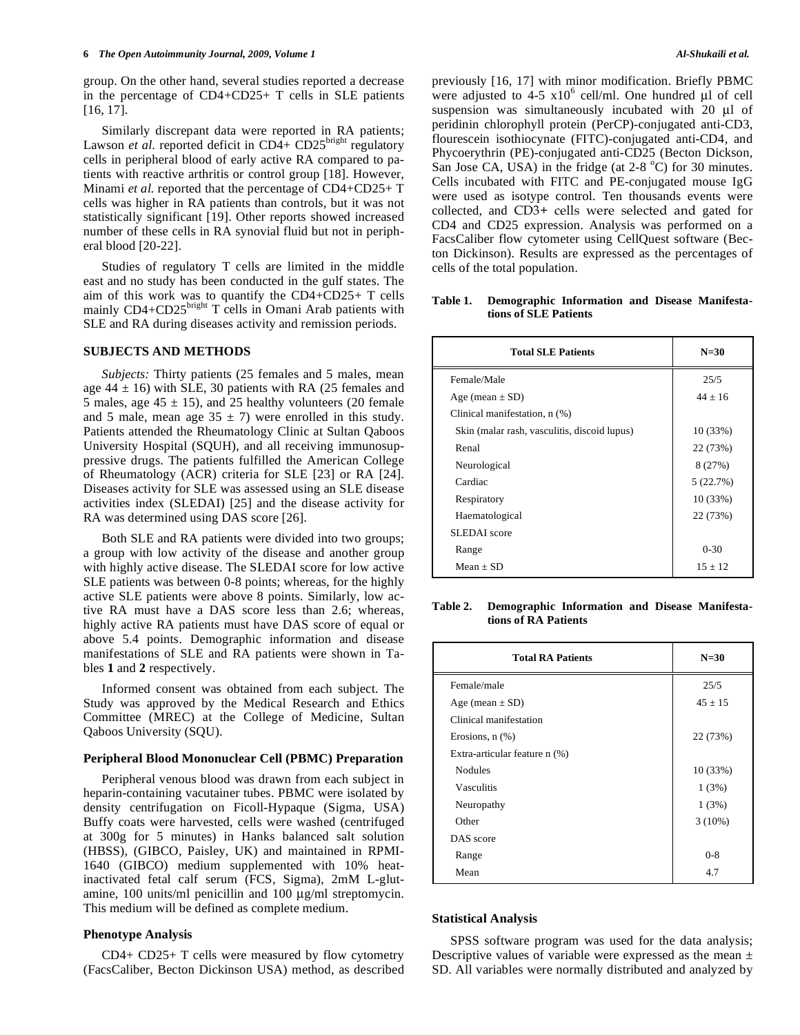group. On the other hand, several studies reported a decrease in the percentage of CD4+CD25+ T cells in SLE patients [16, 17].

Similarly discrepant data were reported in RA patients; Lawson *et al.* reported deficit in CD4+ CD25[bright] regulatory cells in peripheral blood of early active RA compared to patients with reactive arthritis or control group [18]. However, Minami *et al.* reported that the percentage of CD4+CD25+ T cells was higher in RA patients than controls, but it was not statistically significant [19]. Other reports showed increased number of these cells in RA synovial fluid but not in peripheral blood [20-22].

Studies of regulatory T cells are limited in the middle east and no study has been conducted in the gulf states. The aim of this work was to quantify the CD4+CD25+ T cells mainly CD4+CD25[bright] T cells in Omani Arab patients with SLE and RA during diseases activity and remission periods.

## SUBJECTS AND METHODS

*Subjects:* Thirty patients (25 females and 5 males, mean age 44 ± 16) with SLE, 30 patients with RA (25 females and 5 males, age 45 ± 15), and 25 healthy volunteers (20 female and 5 male, mean age 35 ± 7) were enrolled in this study. Patients attended the Rheumatology Clinic at Sultan Qaboos University Hospital (SQUH), and all receiving immunosuppressive drugs. The patients fulfilled the American College of Rheumatology (ACR) criteria for SLE [23] or RA [24]. Diseases activity for SLE was assessed using an SLE disease activities index (SLEDAI) [25] and the disease activity for RA was determined using DAS score [26].

Both SLE and RA patients were divided into two groups; a group with low activity of the disease and another group with highly active disease. The SLEDAI score for low active SLE patients was between 0-8 points; whereas, for the highly active SLE patients were above 8 points. Similarly, low active RA must have a DAS score less than 2.6; whereas, highly active RA patients must have DAS score of equal or above 5.4 points. Demographic information and disease manifestations of SLE and RA patients were shown in Tables **1** and **2** respectively.

Informed consent was obtained from each subject. The Study was approved by the Medical Research and Ethics Committee (MREC) at the College of Medicine, Sultan Qaboos University (SQU).

### Peripheral Blood Mononuclear Cell (PBMC) Preparation

Peripheral venous blood was drawn from each subject in heparin-containing vacutainer tubes. PBMC were isolated by density centrifugation on Ficoll-Hypaque (Sigma, USA) Buffy coats were harvested, cells were washed (centrifuged at 300g for 5 minutes) in Hanks balanced salt solution (HBSS), (GIBCO, Paisley, UK) and maintained in RPMI-1640 (GIBCO) medium supplemented with 10% heat-inactivated fetal calf serum (FCS, Sigma), 2mM L-glutamine, 100 units/ml penicillin and 100 µg/ml streptomycin. This medium will be defined as complete medium.

### Phenotype Analysis

CD4+ CD25+ T cells were measured by flow cytometry (FacsCaliber, Becton Dickinson USA) method, as described previously [16, 17] with minor modification. Briefly PBMC were adjusted to 4-5 $x10^6$ cell/ml. One hundred µl of cell suspension was simultaneously incubated with 20 µl of peridinin chlorophyll protein (PerCP)-conjugated anti-CD3, flourescein isothiocynate (FITC)-conjugated anti-CD4, and Phycoerythrin (PE)-conjugated anti-CD25 (Becton Dickson, San Jose CA, USA) in the fridge (at 2-8 °C) for 30 minutes. Cells incubated with FITC and PE-conjugated mouse IgG were used as isotype control. Ten thousands events were collected, and CD3+ cells were selected and gated for CD4 and CD25 expression. Analysis was performed on a FacsCaliber flow cytometer using CellQuest software (Becton Dickinson). Results are expressed as the percentages of cells of the total population.

**Table 1. Demographic Information and Disease Manifestations of SLE Patients**

| Total SLE Patients | N=30 |
|---|---|
| Female/Male | 25/5 |
| Age (mean ± SD) | 44 ± 16 |
| Clinical manifestation, n (%) | |
| Skin (malar rash, vasculitis, discoid lupus) | 10 (33%) |
| Renal | 22 (73%) |
| Neurological | 8 (27%) |
| Cardiac | 5 (22.7%) |
| Respiratory | 10 (33%) |
| Haematological | 22 (73%) |
| SLEDAI score | |
| Range | 0-30 |
| Mean ± SD | 15 ± 12 |

**Table 2. Demographic Information and Disease Manifestations of RA Patients**

| Total RA Patients | N=30 |
|---|---|
| Female/male | 25/5 |
| Age (mean ± SD) | 45 ± 15 |
| Clinical manifestation | |
| Erosions, n (%) | 22 (73%) |
| Extra-articular feature n (%) | |
| Nodules | 10 (33%) |
| Vasculitis | 1 (3%) |
| Neuropathy | 1 (3%) |
| Other | 3 (10%) |
| DAS score | |
| Range | 0-8 |
| Mean | 4.7 |

### Statistical Analysis

SPSS software program was used for the data analysis; Descriptive values of variable were expressed as the mean ± SD. All variables were normally distributed and analyzed by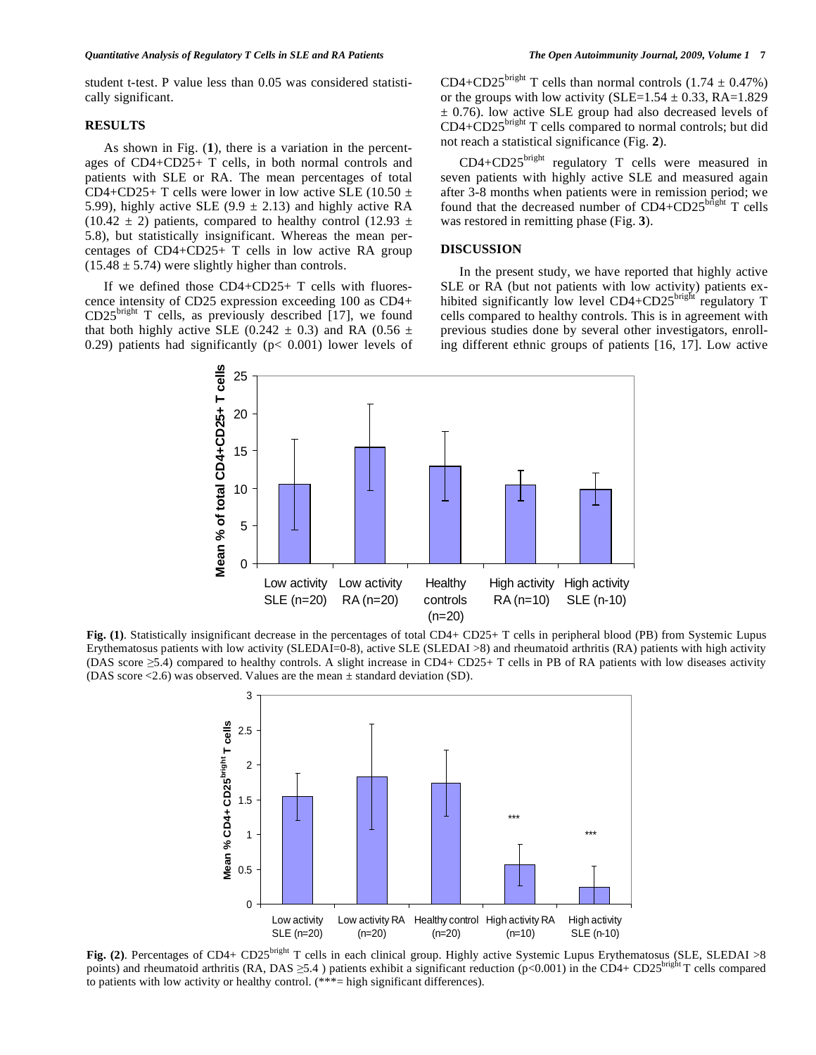student t-test. P value less than 0.05 was considered statistically significant.

## RESULTS

As shown in Fig. (**1**), there is a variation in the percentages of CD4+CD25+ T cells, in both normal controls and patients with SLE or RA. The mean percentages of total CD4+CD25+ T cells were lower in low active SLE (10.50 ± 5.99), highly active SLE (9.9 ± 2.13) and highly active RA (10.42 ± 2) patients, compared to healthy control (12.93 ± 5.8), but statistically insignificant. Whereas the mean percentages of CD4+CD25+ T cells in low active RA group (15.48 ± 5.74) were slightly higher than controls.

If we defined those CD4+CD25+ T cells with fluorescence intensity of CD25 expression exceeding 100 as CD4+ CD25$^{bright}$ T cells, as previously described [17], we found that both highly active SLE (0.242 ± 0.3) and RA (0.56 ± 0.29) patients had significantly ($p < 0.001$) lower levels of CD4+CD25$^{bright}$ T cells than normal controls (1.74 ± 0.47%) or the groups with low activity (SLE=1.54 ± 0.33, RA=1.829 ± 0.76). low active SLE group had also decreased levels of CD4+CD25$^{bright}$ T cells compared to normal controls; but did not reach a statistical significance (Fig. **2**).

CD4+CD25$^{bright}$ regulatory T cells were measured in seven patients with highly active SLE and measured again after 3-8 months when patients were in remission period; we found that the decreased number of CD4+CD25$^{bright}$ T cells was restored in remitting phase (Fig. **3**).

## DISCUSSION

In the present study, we have reported that highly active SLE or RA (but not patients with low activity) patients exhibited significantly low level CD4+CD25$^{bright}$ regulatory T cells compared to healthy controls. This is in agreement with previous studies done by several other investigators, enrolling different ethnic groups of patients [16, 17]. Low active

**Fig. (1)**. Statistically insignificant decrease in the percentages of total CD4+ CD25+ T cells in peripheral blood (PB) from Systemic Lupus Erythematosus patients with low activity (SLEDAI=0-8), active SLE (SLEDAI >8) and rheumatoid arthritis (RA) patients with high activity (DAS score ≥5.4) compared to healthy controls. A slight increase in CD4+ CD25+ T cells in PB of RA patients with low diseases activity (DAS score <2.6) was observed. Values are the mean ± standard deviation (SD).

**Fig. (2)**. Percentages of CD4+ CD25$^{bright}$ T cells in each clinical group. Highly active Systemic Lupus Erythematosus (SLE, SLEDAI >8 points) and rheumatoid arthritis (RA, DAS ≥5.4 ) patients exhibit a significant reduction ($p<0.001$) in the CD4+ CD25$^{bright}$ T cells compared to patients with low activity or healthy control. (***= high significant differences).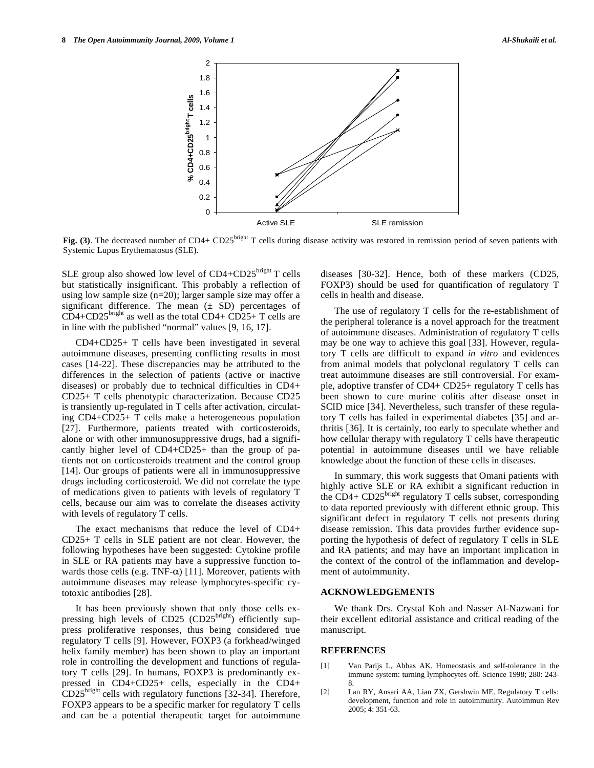**Fig. (3)**. The decreased number of CD4+ CD25$^{bright}$ T cells during disease activity was restored in remission period of seven patients with Systemic Lupus Erythematosus (SLE).

SLE group also showed low level of CD4+CD25$^{bright}$ T cells but statistically insignificant. This probably a reflection of using low sample size (n=20); larger sample size may offer a significant difference. The mean (± SD) percentages of CD4+CD25$^{bright}$ as well as the total CD4+ CD25+ T cells are in line with the published "normal" values [9, 16, 17].

CD4+CD25+ T cells have been investigated in several autoimmune diseases, presenting conflicting results in most cases [14-22]. These discrepancies may be attributed to the differences in the selection of patients (active or inactive diseases) or probably due to technical difficulties in CD4+ CD25+ T cells phenotypic characterization. Because CD25 is transiently up-regulated in T cells after activation, circulating CD4+CD25+ T cells make a heterogeneous population [27]. Furthermore, patients treated with corticosteroids, alone or with other immunosuppressive drugs, had a significantly higher level of CD4+CD25+ than the group of patients not on corticosteroids treatment and the control group [14]. Our groups of patients were all in immunosuppressive drugs including corticosteroid. We did not correlate the type of medications given to patients with levels of regulatory T cells, because our aim was to correlate the diseases activity with levels of regulatory T cells.

The exact mechanisms that reduce the level of CD4+ CD25+ T cells in SLE patient are not clear. However, the following hypotheses have been suggested: Cytokine profile in SLE or RA patients may have a suppressive function towards those cells (e.g. TNF-$\alpha$) [11]. Moreover, patients with autoimmune diseases may release lymphocytes-specific cytotoxic antibodies [28].

It has been previously shown that only those cells expressing high levels of CD25 (CD25$^{bright}$) efficiently suppress proliferative responses, thus being considered true regulatory T cells [9]. However, FOXP3 (a forkhead/winged helix family member) has been shown to play an important role in controlling the development and functions of regulatory T cells [29]. In humans, FOXP3 is predominantly expressed in CD4+CD25+ cells, especially in the CD4+ CD25$^{bright}$ cells with regulatory functions [32-34]. Therefore, FOXP3 appears to be a specific marker for regulatory T cells and can be a potential therapeutic target for autoimmune diseases [30-32]. Hence, both of these markers (CD25, FOXP3) should be used for quantification of regulatory T cells in health and disease.

The use of regulatory T cells for the re-establishment of the peripheral tolerance is a novel approach for the treatment of autoimmune diseases. Administration of regulatory T cells may be one way to achieve this goal [33]. However, regulatory T cells are difficult to expand *in vitro* and evidences from animal models that polyclonal regulatory T cells can treat autoimmune diseases are still controversial. For example, adoptive transfer of CD4+ CD25+ regulatory T cells has been shown to cure murine colitis after disease onset in SCID mice [34]. Nevertheless, such transfer of these regulatory T cells has failed in experimental diabetes [35] and arthritis [36]. It is certainly, too early to speculate whether and how cellular therapy with regulatory T cells have therapeutic potential in autoimmune diseases until we have reliable knowledge about the function of these cells in diseases.

In summary, this work suggests that Omani patients with highly active SLE or RA exhibit a significant reduction in the CD4+ CD25$^{bright}$ regulatory T cells subset, corresponding to data reported previously with different ethnic group. This significant defect in regulatory T cells not presents during disease remission. This data provides further evidence supporting the hypothesis of defect of regulatory T cells in SLE and RA patients; and may have an important implication in the context of the control of the inflammation and development of autoimmunity.

## ACKNOWLEDGEMENTS

We thank Drs. Crystal Koh and Nasser Al-Nazwani for their excellent editorial assistance and critical reading of the manuscript.

## REFERENCES

[1] Van Parijs L, Abbas AK. Homeostasis and self-tolerance in the immune system: turning lymphocytes off. Science 1998; 280: 243-8.

[2] Lan RY, Ansari AA, Lian ZX, Gershwin ME. Regulatory T cells: development, function and role in autoimmunity. Autoimmun Rev 2005; 4: 351-63.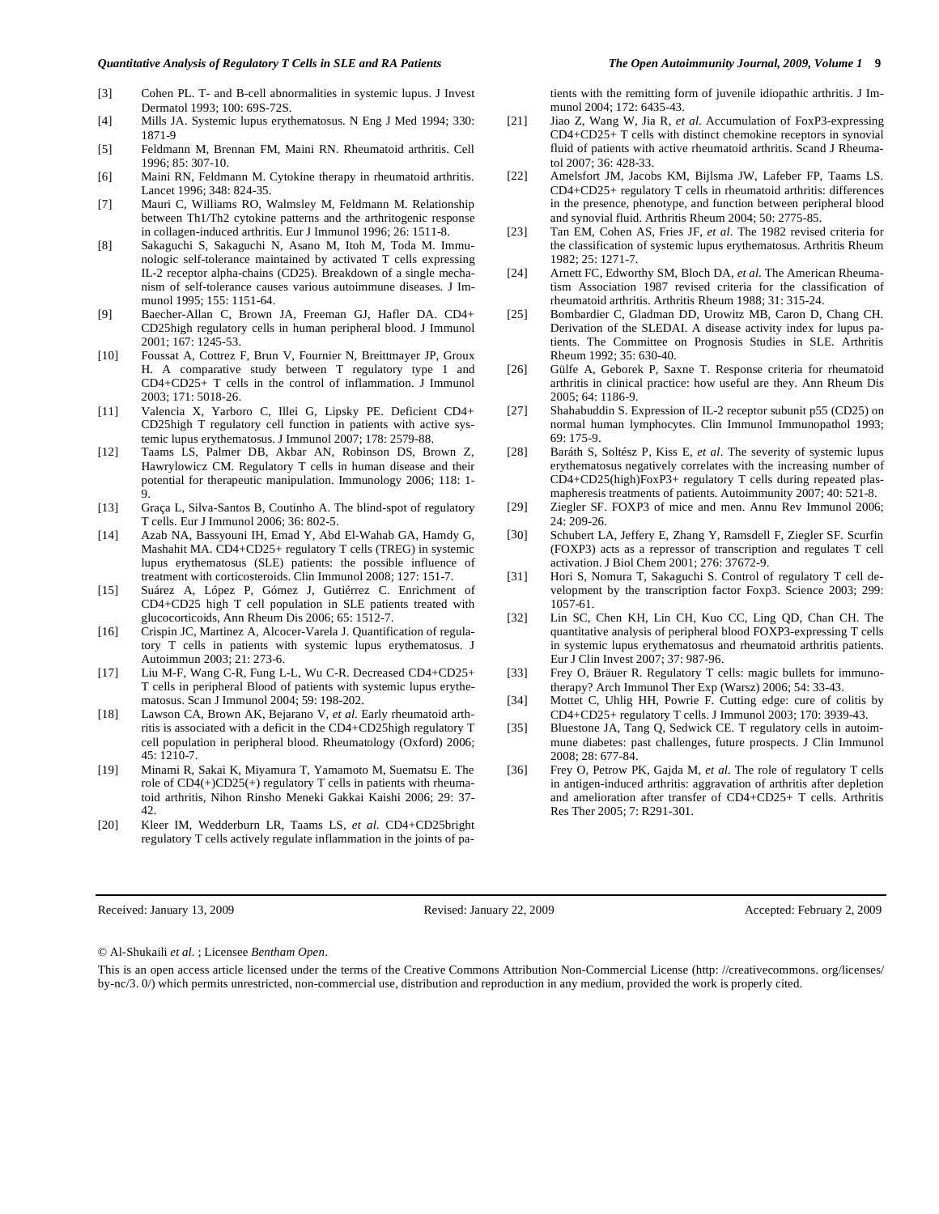[3] Cohen PL. T- and B-cell abnormalities in systemic lupus. J Invest Dermatol 1993; 100: 69S-72S.

[4] Mills JA. Systemic lupus erythematosus. N Eng J Med 1994; 330: 1871-9

[5] Feldmann M, Brennan FM, Maini RN. Rheumatoid arthritis. Cell 1996; 85: 307-10.

[6] Maini RN, Feldmann M. Cytokine therapy in rheumatoid arthritis. Lancet 1996; 348: 824-35.

[7] Mauri C, Williams RO, Walmsley M, Feldmann M. Relationship between Th1/Th2 cytokine patterns and the arthritogenic response in collagen-induced arthritis. Eur J Immunol 1996; 26: 1511-8.

[8] Sakaguchi S, Sakaguchi N, Asano M, Itoh M, Toda M. Immunologic self-tolerance maintained by activated T cells expressing IL-2 receptor alpha-chains (CD25). Breakdown of a single mechanism of self-tolerance causes various autoimmune diseases. J Immunol 1995; 155: 1151-64.

[9] Baecher-Allan C, Brown JA, Freeman GJ, Hafler DA. CD4+ CD25high regulatory cells in human peripheral blood. J Immunol 2001; 167: 1245-53.

[10] Foussat A, Cottrez F, Brun V, Fournier N, Breittmayer JP, Groux H. A comparative study between T regulatory type 1 and CD4+CD25+ T cells in the control of inflammation. J Immunol 2003; 171: 5018-26.

[11] Valencia X, Yarboro C, Illei G, Lipsky PE. Deficient CD4+ CD25high T regulatory cell function in patients with active systemic lupus erythematosus. J Immunol 2007; 178: 2579-88.

[12] Taams LS, Palmer DB, Akbar AN, Robinson DS, Brown Z, Hawrylowicz CM. Regulatory T cells in human disease and their potential for therapeutic manipulation. Immunology 2006; 118: 1-9.

[13] Graça L, Silva-Santos B, Coutinho A. The blind-spot of regulatory T cells. Eur J Immunol 2006; 36: 802-5.

[14] Azab NA, Bassyouni IH, Emad Y, Abd El-Wahab GA, Hamdy G, Mashahit MA. CD4+CD25+ regulatory T cells (TREG) in systemic lupus erythematosus (SLE) patients: the possible influence of treatment with corticosteroids. Clin Immunol 2008; 127: 151-7.

[15] Suárez A, López P, Gómez J, Gutiérrez C. Enrichment of CD4+CD25 high T cell population in SLE patients treated with glucocorticoids, Ann Rheum Dis 2006; 65: 1512-7.

[16] Crispin JC, Martinez A, Alcocer-Varela J. Quantification of regulatory T cells in patients with systemic lupus erythematosus. J Autoimmun 2003; 21: 273-6.

[17] Liu M-F, Wang C-R, Fung L-L, Wu C-R. Decreased CD4+CD25+ T cells in peripheral Blood of patients with systemic lupus erythematosus. Scan J Immunol 2004; 59: 198-202.

[18] Lawson CA, Brown AK, Bejarano V, *et al*. Early rheumatoid arthritis is associated with a deficit in the CD4+CD25high regulatory T cell population in peripheral blood. Rheumatology (Oxford) 2006; 45: 1210-7.

[19] Minami R, Sakai K, Miyamura T, Yamamoto M, Suematsu E. The role of CD4(+)CD25(+) regulatory T cells in patients with rheumatoid arthritis, Nihon Rinsho Meneki Gakkai Kaishi 2006; 29: 37-42.

[20] Kleer IM, Wedderburn LR, Taams LS, *et al*. CD4+CD25bright regulatory T cells actively regulate inflammation in the joints of patients with the remitting form of juvenile idiopathic arthritis. J Immunol 2004; 172: 6435-43.

[21] Jiao Z, Wang W, Jia R, *et al*. Accumulation of FoxP3-expressing CD4+CD25+ T cells with distinct chemokine receptors in synovial fluid of patients with active rheumatoid arthritis. Scand J Rheumatol 2007; 36: 428-33.

[22] Amelsfort JM, Jacobs KM, Bijlsma JW, Lafeber FP, Taams LS. CD4+CD25+ regulatory T cells in rheumatoid arthritis: differences in the presence, phenotype, and function between peripheral blood and synovial fluid. Arthritis Rheum 2004; 50: 2775-85.

[23] Tan EM, Cohen AS, Fries JF, *et al*. The 1982 revised criteria for the classification of systemic lupus erythematosus. Arthritis Rheum 1982; 25: 1271-7.

[24] Arnett FC, Edworthy SM, Bloch DA, *et al*. The American Rheumatism Association 1987 revised criteria for the classification of rheumatoid arthritis. Arthritis Rheum 1988; 31: 315-24.

[25] Bombardier C, Gladman DD, Urowitz MB, Caron D, Chang CH. Derivation of the SLEDAI. A disease activity index for lupus patients. The Committee on Prognosis Studies in SLE. Arthritis Rheum 1992; 35: 630-40.

[26] Gülfe A, Geborek P, Saxne T. Response criteria for rheumatoid arthritis in clinical practice: how useful are they. Ann Rheum Dis 2005; 64: 1186-9.

[27] Shahabuddin S. Expression of IL-2 receptor subunit p55 (CD25) on normal human lymphocytes. Clin Immunol Immunopathol 1993; 69: 175-9.

[28] Baráth S, Soltész P, Kiss E, *et al*. The severity of systemic lupus erythematosus negatively correlates with the increasing number of CD4+CD25(high)FoxP3+ regulatory T cells during repeated plasmapheresis treatments of patients. Autoimmunity 2007; 40: 521-8.

[29] Ziegler SF. FOXP3 of mice and men. Annu Rev Immunol 2006; 24: 209-26.

[30] Schubert LA, Jeffery E, Zhang Y, Ramsdell F, Ziegler SF. Scurfin (FOXP3) acts as a repressor of transcription and regulates T cell activation. J Biol Chem 2001; 276: 37672-9.

[31] Hori S, Nomura T, Sakaguchi S. Control of regulatory T cell development by the transcription factor Foxp3. Science 2003; 299: 1057-61.

[32] Lin SC, Chen KH, Lin CH, Kuo CC, Ling QD, Chan CH. The quantitative analysis of peripheral blood FOXP3-expressing T cells in systemic lupus erythematosus and rheumatoid arthritis patients. Eur J Clin Invest 2007; 37: 987-96.

[33] Frey O, Bräuer R. Regulatory T cells: magic bullets for immunotherapy? Arch Immunol Ther Exp (Warsz) 2006; 54: 33-43.

[34] Mottet C, Uhlig HH, Powrie F. Cutting edge: cure of colitis by CD4+CD25+ regulatory T cells. J Immunol 2003; 170: 3939-43.

[35] Bluestone JA, Tang Q, Sedwick CE. T regulatory cells in autoimmune diabetes: past challenges, future prospects. J Clin Immunol 2008; 28: 677-84.

[36] Frey O, Petrow PK, Gajda M, *et al*. The role of regulatory T cells in antigen-induced arthritis: aggravation of arthritis after depletion and amelioration after transfer of CD4+CD25+ T cells. Arthritis Res Ther 2005; 7: R291-301.

Received: January 13, 2009 Revised: January 22, 2009 Accepted: February 2, 2009

© Al-Shukaili *et al*. ; Licensee *Bentham Open*.

This is an open access article licensed under the terms of the Creative Commons Attribution Non-Commercial License (http: //creativecommons. org/licenses/ by-nc/3. 0/) which permits unrestricted, non-commercial use, distribution and reproduction in any medium, provided the work is properly cited.